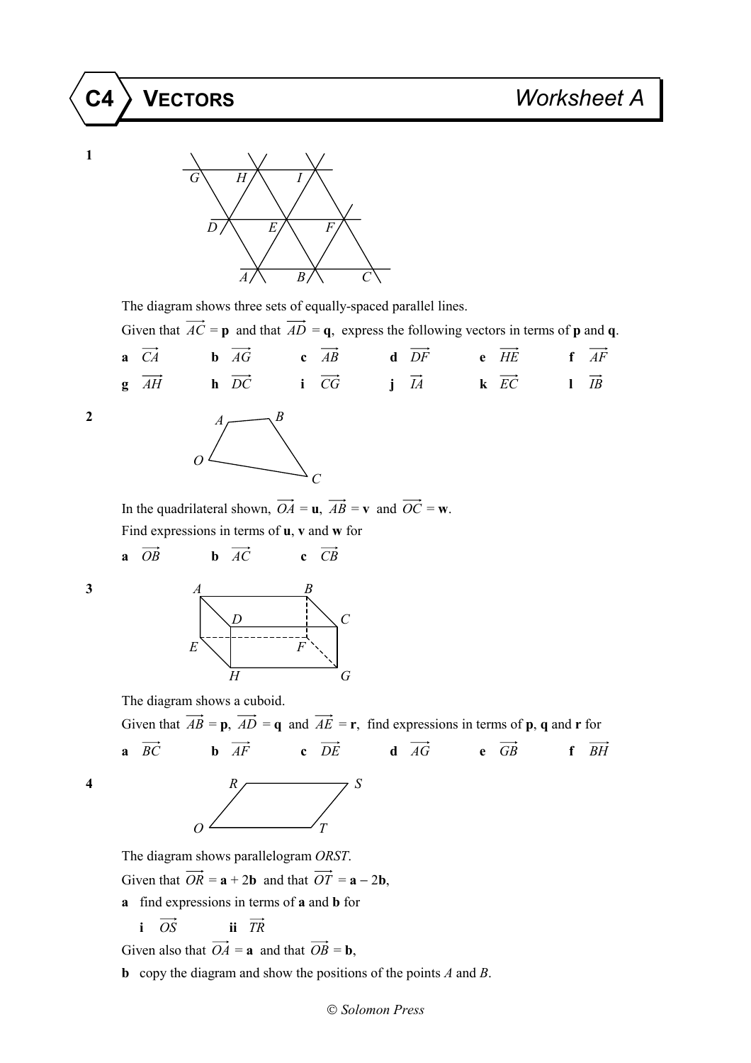# C4 VECTORS — Worksheet A

**1**

The diagram shows three sets of equally-spaced parallel lines.

Given that $\overrightarrow{AC} = \mathbf{p}$ and that $\overrightarrow{AD} = \mathbf{q}$, express the following vectors in terms of **p** and **q**.

**a** $\overrightarrow{CA}$ &nbsp;&nbsp; **b** $\overrightarrow{AG}$ &nbsp;&nbsp; **c** $\overrightarrow{AB}$ &nbsp;&nbsp; **d** $\overrightarrow{DF}$ &nbsp;&nbsp; **e** $\overrightarrow{HE}$ &nbsp;&nbsp; **f** $\overrightarrow{AF}$

**g** $\overrightarrow{AH}$ &nbsp;&nbsp; **h** $\overrightarrow{DC}$ &nbsp;&nbsp; **i** $\overrightarrow{CG}$ &nbsp;&nbsp; **j** $\overrightarrow{IA}$ &nbsp;&nbsp; **k** $\overrightarrow{EC}$ &nbsp;&nbsp; **l** $\overrightarrow{IB}$

**2**

In the quadrilateral shown, $\overrightarrow{OA} = \mathbf{u}$, $\overrightarrow{AB} = \mathbf{v}$ and $\overrightarrow{OC} = \mathbf{w}$.

Find expressions in terms of **u**, **v** and **w** for

**a** $\overrightarrow{OB}$ &nbsp;&nbsp; **b** $\overrightarrow{AC}$ &nbsp;&nbsp; **c** $\overrightarrow{CB}$

**3**

The diagram shows a cuboid.

Given that $\overrightarrow{AB} = \mathbf{p}$, $\overrightarrow{AD} = \mathbf{q}$ and $\overrightarrow{AE} = \mathbf{r}$, find expressions in terms of **p**, **q** and **r** for

**a** $\overrightarrow{BC}$ &nbsp;&nbsp; **b** $\overrightarrow{AF}$ &nbsp;&nbsp; **c** $\overrightarrow{DE}$ &nbsp;&nbsp; **d** $\overrightarrow{AG}$ &nbsp;&nbsp; **e** $\overrightarrow{GB}$ &nbsp;&nbsp; **f** $\overrightarrow{BH}$

**4**

The diagram shows parallelogram *ORST*.

Given that $\overrightarrow{OR} = \mathbf{a} + 2\mathbf{b}$ and that $\overrightarrow{OT} = \mathbf{a} - 2\mathbf{b}$,

**a** find expressions in terms of **a** and **b** for

&nbsp;&nbsp;&nbsp;&nbsp;**i** $\overrightarrow{OS}$ &nbsp;&nbsp; **ii** $\overrightarrow{TR}$

Given also that $\overrightarrow{OA} = \mathbf{a}$ and that $\overrightarrow{OB} = \mathbf{b}$,

**b** copy the diagram and show the positions of the points *A* and *B*.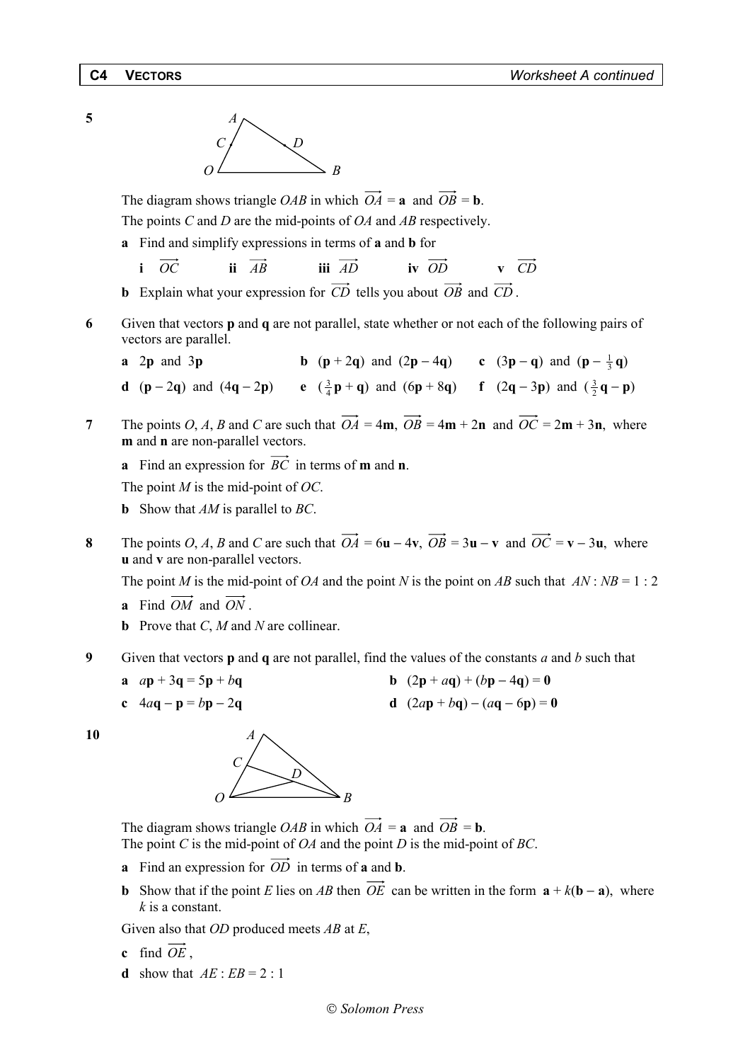**5**

A
C D
O B

The diagram shows triangle $OAB$ in which $\overrightarrow{OA} = \mathbf{a}$ and $\overrightarrow{OB} = \mathbf{b}$.

The points $C$ and $D$ are the mid-points of $OA$ and $AB$ respectively.

**a** Find and simplify expressions in terms of $\mathbf{a}$ and $\mathbf{b}$ for

**i** $\overrightarrow{OC}$ **ii** $\overrightarrow{AB}$ **iii** $\overrightarrow{AD}$ **iv** $\overrightarrow{OD}$ **v** $\overrightarrow{CD}$

**b** Explain what your expression for $\overrightarrow{CD}$ tells you about $\overrightarrow{OB}$ and $\overrightarrow{CD}$.

**6** Given that vectors $\mathbf{p}$ and $\mathbf{q}$ are not parallel, state whether or not each of the following pairs of vectors are parallel.

**a** $2\mathbf{p}$ and $3\mathbf{p}$ **b** $(\mathbf{p} + 2\mathbf{q})$ and $(2\mathbf{p} - 4\mathbf{q})$ **c** $(3\mathbf{p} - \mathbf{q})$ and $(\mathbf{p} - \frac{1}{3}\mathbf{q})$

**d** $(\mathbf{p} - 2\mathbf{q})$ and $(4\mathbf{q} - 2\mathbf{p})$ **e** $(\frac{3}{4}\mathbf{p} + \mathbf{q})$ and $(6\mathbf{p} + 8\mathbf{q})$ **f** $(2\mathbf{q} - 3\mathbf{p})$ and $(\frac{3}{2}\mathbf{q} - \mathbf{p})$

**7** The points $O$, $A$, $B$ and $C$ are such that $\overrightarrow{OA} = 4\mathbf{m}$, $\overrightarrow{OB} = 4\mathbf{m} + 2\mathbf{n}$ and $\overrightarrow{OC} = 2\mathbf{m} + 3\mathbf{n}$, where $\mathbf{m}$ and $\mathbf{n}$ are non-parallel vectors.

**a** Find an expression for $\overrightarrow{BC}$ in terms of $\mathbf{m}$ and $\mathbf{n}$.

The point $M$ is the mid-point of $OC$.

**b** Show that $AM$ is parallel to $BC$.

**8** The points $O$, $A$, $B$ and $C$ are such that $\overrightarrow{OA} = 6\mathbf{u} - 4\mathbf{v}$, $\overrightarrow{OB} = 3\mathbf{u} - \mathbf{v}$ and $\overrightarrow{OC} = \mathbf{v} - 3\mathbf{u}$, where $\mathbf{u}$ and $\mathbf{v}$ are non-parallel vectors.

The point $M$ is the mid-point of $OA$ and the point $N$ is the point on $AB$ such that $AN : NB = 1 : 2$

**a** Find $\overrightarrow{OM}$ and $\overrightarrow{ON}$.

**b** Prove that $C$, $M$ and $N$ are collinear.

**9** Given that vectors $\mathbf{p}$ and $\mathbf{q}$ are not parallel, find the values of the constants $a$ and $b$ such that

**a** $a\mathbf{p} + 3\mathbf{q} = 5\mathbf{p} + b\mathbf{q}$ **b** $(2\mathbf{p} + a\mathbf{q}) + (b\mathbf{p} - 4\mathbf{q}) = \mathbf{0}$

**c** $4a\mathbf{q} - \mathbf{p} = b\mathbf{p} - 2\mathbf{q}$ **d** $(2a\mathbf{p} + b\mathbf{q}) - (a\mathbf{q} - 6\mathbf{p}) = \mathbf{0}$

**10**

A
C D
O B

The diagram shows triangle $OAB$ in which $\overrightarrow{OA} = \mathbf{a}$ and $\overrightarrow{OB} = \mathbf{b}$.
The point $C$ is the mid-point of $OA$ and the point $D$ is the mid-point of $BC$.

**a** Find an expression for $\overrightarrow{OD}$ in terms of $\mathbf{a}$ and $\mathbf{b}$.

**b** Show that if the point $E$ lies on $AB$ then $\overrightarrow{OE}$ can be written in the form $\mathbf{a} + k(\mathbf{b} - \mathbf{a})$, where $k$ is a constant.

Given also that $OD$ produced meets $AB$ at $E$,

**c** find $\overrightarrow{OE}$,

**d** show that $AE : EB = 2 : 1$